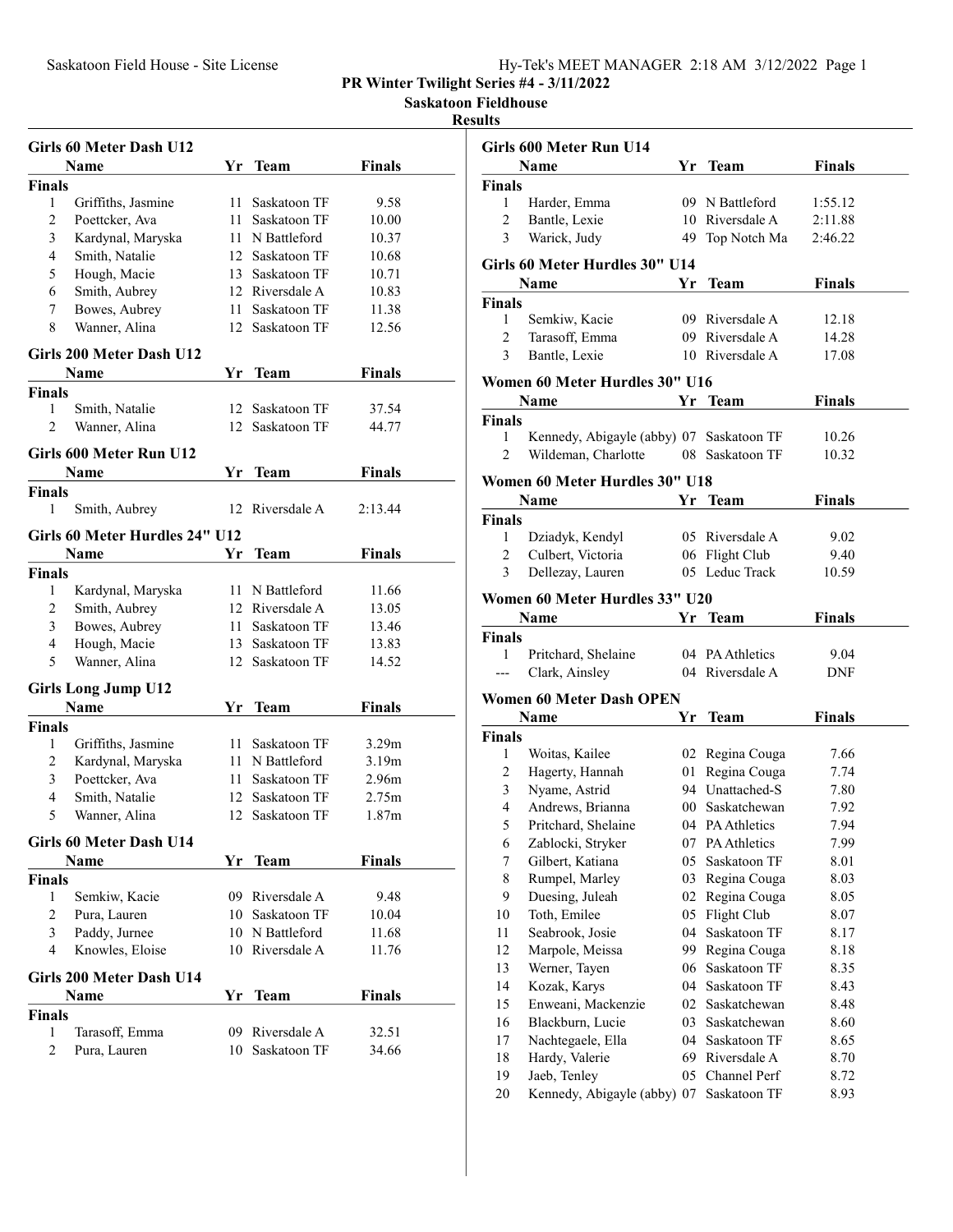PR Winter Twilight Series #4 - 3/11/2022

Saskatoon Fieldhouse

Results

## Girls 60 Meter Dash U12

| | Name | Yr | Team | Finals |
|---|---|---|---|---|
| **Finals** | | | | |
| 1 | Griffiths, Jasmine | 11 | Saskatoon TF | 9.58 |
| 2 | Poettcker, Ava | 11 | Saskatoon TF | 10.00 |
| 3 | Kardynal, Maryska | 11 | N Battleford | 10.37 |
| 4 | Smith, Natalie | 12 | Saskatoon TF | 10.68 |
| 5 | Hough, Macie | 13 | Saskatoon TF | 10.71 |
| 6 | Smith, Aubrey | 12 | Riversdale A | 10.83 |
| 7 | Bowes, Aubrey | 11 | Saskatoon TF | 11.38 |
| 8 | Wanner, Alina | 12 | Saskatoon TF | 12.56 |

## Girls 200 Meter Dash U12

| | Name | Yr | Team | Finals |
|---|---|---|---|---|
| **Finals** | | | | |
| 1 | Smith, Natalie | 12 | Saskatoon TF | 37.54 |
| 2 | Wanner, Alina | 12 | Saskatoon TF | 44.77 |

## Girls 600 Meter Run U12

| | Name | Yr | Team | Finals |
|---|---|---|---|---|
| **Finals** | | | | |
| 1 | Smith, Aubrey | 12 | Riversdale A | 2:13.44 |

## Girls 60 Meter Hurdles 24" U12

| | Name | Yr | Team | Finals |
|---|---|---|---|---|
| **Finals** | | | | |
| 1 | Kardynal, Maryska | 11 | N Battleford | 11.66 |
| 2 | Smith, Aubrey | 12 | Riversdale A | 13.05 |
| 3 | Bowes, Aubrey | 11 | Saskatoon TF | 13.46 |
| 4 | Hough, Macie | 13 | Saskatoon TF | 13.83 |
| 5 | Wanner, Alina | 12 | Saskatoon TF | 14.52 |

## Girls Long Jump U12

| | Name | Yr | Team | Finals |
|---|---|---|---|---|
| **Finals** | | | | |
| 1 | Griffiths, Jasmine | 11 | Saskatoon TF | 3.29m |
| 2 | Kardynal, Maryska | 11 | N Battleford | 3.19m |
| 3 | Poettcker, Ava | 11 | Saskatoon TF | 2.96m |
| 4 | Smith, Natalie | 12 | Saskatoon TF | 2.75m |
| 5 | Wanner, Alina | 12 | Saskatoon TF | 1.87m |

## Girls 60 Meter Dash U14

| | Name | Yr | Team | Finals |
|---|---|---|---|---|
| **Finals** | | | | |
| 1 | Semkiw, Kacie | 09 | Riversdale A | 9.48 |
| 2 | Pura, Lauren | 10 | Saskatoon TF | 10.04 |
| 3 | Paddy, Jurnee | 10 | N Battleford | 11.68 |
| 4 | Knowles, Eloise | 10 | Riversdale A | 11.76 |

## Girls 200 Meter Dash U14

| | Name | Yr | Team | Finals |
|---|---|---|---|---|
| **Finals** | | | | |
| 1 | Tarasoff, Emma | 09 | Riversdale A | 32.51 |
| 2 | Pura, Lauren | 10 | Saskatoon TF | 34.66 |

## Girls 600 Meter Run U14

| | Name | Yr | Team | Finals |
|---|---|---|---|---|
| **Finals** | | | | |
| 1 | Harder, Emma | 09 | N Battleford | 1:55.12 |
| 2 | Bantle, Lexie | 10 | Riversdale A | 2:11.88 |
| 3 | Warick, Judy | 49 | Top Notch Ma | 2:46.22 |

## Girls 60 Meter Hurdles 30" U14

| | Name | Yr | Team | Finals |
|---|---|---|---|---|
| **Finals** | | | | |
| 1 | Semkiw, Kacie | 09 | Riversdale A | 12.18 |
| 2 | Tarasoff, Emma | 09 | Riversdale A | 14.28 |
| 3 | Bantle, Lexie | 10 | Riversdale A | 17.08 |

## Women 60 Meter Hurdles 30" U16

| | Name | Yr | Team | Finals |
|---|---|---|---|---|
| **Finals** | | | | |
| 1 | Kennedy, Abigayle (abby) | 07 | Saskatoon TF | 10.26 |
| 2 | Wildeman, Charlotte | 08 | Saskatoon TF | 10.32 |

## Women 60 Meter Hurdles 30" U18

| | Name | Yr | Team | Finals |
|---|---|---|---|---|
| **Finals** | | | | |
| 1 | Dziadyk, Kendyl | 05 | Riversdale A | 9.02 |
| 2 | Culbert, Victoria | 06 | Flight Club | 9.40 |
| 3 | Dellezay, Lauren | 05 | Leduc Track | 10.59 |

## Women 60 Meter Hurdles 33" U20

| | Name | Yr | Team | Finals |
|---|---|---|---|---|
| **Finals** | | | | |
| 1 | Pritchard, Shelaine | 04 | PA Athletics | 9.04 |
| --- | Clark, Ainsley | 04 | Riversdale A | DNF |

## Women 60 Meter Dash OPEN

| | Name | Yr | Team | Finals |
|---|---|---|---|---|
| **Finals** | | | | |
| 1 | Woitas, Kailee | 02 | Regina Couga | 7.66 |
| 2 | Hagerty, Hannah | 01 | Regina Couga | 7.74 |
| 3 | Nyame, Astrid | 94 | Unattached-S | 7.80 |
| 4 | Andrews, Brianna | 00 | Saskatchewan | 7.92 |
| 5 | Pritchard, Shelaine | 04 | PA Athletics | 7.94 |
| 6 | Zablocki, Stryker | 07 | PA Athletics | 7.99 |
| 7 | Gilbert, Katiana | 05 | Saskatoon TF | 8.01 |
| 8 | Rumpel, Marley | 03 | Regina Couga | 8.03 |
| 9 | Duesing, Juleah | 02 | Regina Couga | 8.05 |
| 10 | Toth, Emilee | 05 | Flight Club | 8.07 |
| 11 | Seabrook, Josie | 04 | Saskatoon TF | 8.17 |
| 12 | Marpole, Meissa | 99 | Regina Couga | 8.18 |
| 13 | Werner, Tayen | 06 | Saskatoon TF | 8.35 |
| 14 | Kozak, Karys | 04 | Saskatoon TF | 8.43 |
| 15 | Enweani, Mackenzie | 02 | Saskatchewan | 8.48 |
| 16 | Blackburn, Lucie | 03 | Saskatchewan | 8.60 |
| 17 | Nachtegaele, Ella | 04 | Saskatoon TF | 8.65 |
| 18 | Hardy, Valerie | 69 | Riversdale A | 8.70 |
| 19 | Jaeb, Tenley | 05 | Channel Perf | 8.72 |
| 20 | Kennedy, Abigayle (abby) | 07 | Saskatoon TF | 8.93 |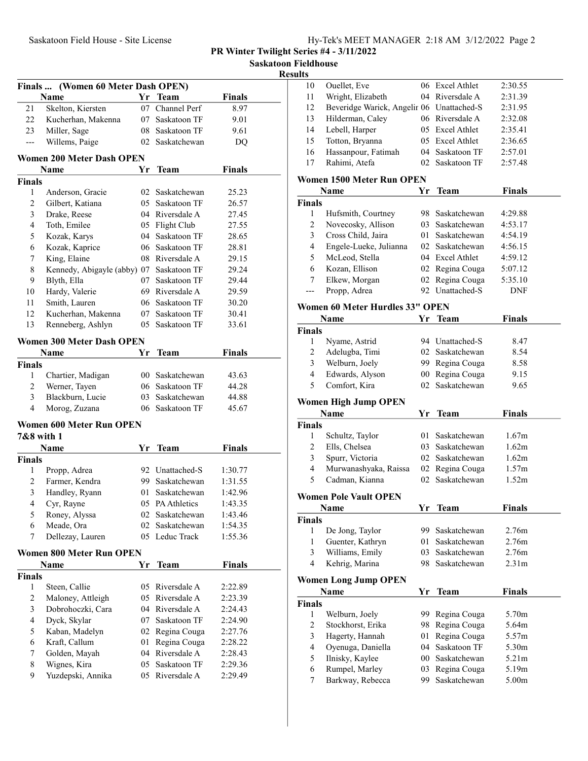**PR Winter Twilight Series #4 - 3/11/2022**

**Saskatoon Fieldhouse**

**Results**

### Finals ... (Women 60 Meter Dash OPEN)

| | Name | Yr | Team | Finals |
|---|---|---|---|---|
| 21 | Skelton, Kiersten | 07 | Channel Perf | 8.97 |
| 22 | Kucherhan, Makenna | 07 | Saskatoon TF | 9.01 |
| 23 | Miller, Sage | 08 | Saskatoon TF | 9.61 |
| --- | Willems, Paige | 02 | Saskatchewan | DQ |

### Women 200 Meter Dash OPEN

| | Name | Yr | Team | Finals |
|---|---|---|---|---|
| **Finals** | | | | |
| 1 | Anderson, Gracie | 02 | Saskatchewan | 25.23 |
| 2 | Gilbert, Katiana | 05 | Saskatoon TF | 26.57 |
| 3 | Drake, Reese | 04 | Riversdale A | 27.45 |
| 4 | Toth, Emilee | 05 | Flight Club | 27.55 |
| 5 | Kozak, Karys | 04 | Saskatoon TF | 28.65 |
| 6 | Kozak, Kaprice | 06 | Saskatoon TF | 28.81 |
| 7 | King, Elaine | 08 | Riversdale A | 29.15 |
| 8 | Kennedy, Abigayle (abby) | 07 | Saskatoon TF | 29.24 |
| 9 | Blyth, Ella | 07 | Saskatoon TF | 29.44 |
| 10 | Hardy, Valerie | 69 | Riversdale A | 29.59 |
| 11 | Smith, Lauren | 06 | Saskatoon TF | 30.20 |
| 12 | Kucherhan, Makenna | 07 | Saskatoon TF | 30.41 |
| 13 | Renneberg, Ashlyn | 05 | Saskatoon TF | 33.61 |

### Women 300 Meter Dash OPEN

| | Name | Yr | Team | Finals |
|---|---|---|---|---|
| **Finals** | | | | |
| 1 | Chartier, Madigan | 00 | Saskatchewan | 43.63 |
| 2 | Werner, Tayen | 06 | Saskatoon TF | 44.28 |
| 3 | Blackburn, Lucie | 03 | Saskatchewan | 44.88 |
| 4 | Morog, Zuzana | 06 | Saskatoon TF | 45.67 |

### Women 600 Meter Run OPEN

**7&8 with 1**

| | Name | Yr | Team | Finals |
|---|---|---|---|---|
| **Finals** | | | | |
| 1 | Propp, Adrea | 92 | Unattached-S | 1:30.77 |
| 2 | Farmer, Kendra | 99 | Saskatchewan | 1:31.55 |
| 3 | Handley, Ryann | 01 | Saskatchewan | 1:42.96 |
| 4 | Cyr, Rayne | 05 | PA Athletics | 1:43.35 |
| 5 | Roney, Alyssa | 02 | Saskatchewan | 1:43.46 |
| 6 | Meade, Ora | 02 | Saskatchewan | 1:54.35 |
| 7 | Dellezay, Lauren | 05 | Leduc Track | 1:55.36 |

### Women 800 Meter Run OPEN

| | Name | Yr | Team | Finals |
|---|---|---|---|---|
| **Finals** | | | | |
| 1 | Steen, Callie | 05 | Riversdale A | 2:22.89 |
| 2 | Maloney, Attleigh | 05 | Riversdale A | 2:23.39 |
| 3 | Dobrohoczki, Cara | 04 | Riversdale A | 2:24.43 |
| 4 | Dyck, Skylar | 07 | Saskatoon TF | 2:24.90 |
| 5 | Kaban, Madelyn | 02 | Regina Couga | 2:27.76 |
| 6 | Kraft, Callum | 01 | Regina Couga | 2:28.22 |
| 7 | Golden, Mayah | 04 | Riversdale A | 2:28.43 |
| 8 | Wignes, Kira | 05 | Saskatoon TF | 2:29.36 |
| 9 | Yuzdepski, Annika | 05 | Riversdale A | 2:29.49 |
| 10 | Ouellet, Eve | 06 | Excel Athlet | 2:30.55 |
| 11 | Wright, Elizabeth | 04 | Riversdale A | 2:31.39 |
| 12 | Beveridge Warick, Angelir | 06 | Unattached-S | 2:31.95 |
| 13 | Hilderman, Caley | 06 | Riversdale A | 2:32.08 |
| 14 | Lebell, Harper | 05 | Excel Athlet | 2:35.41 |
| 15 | Totton, Bryanna | 05 | Excel Athlet | 2:36.65 |
| 16 | Hassanpour, Fatimah | 04 | Saskatoon TF | 2:57.01 |
| 17 | Rahimi, Atefa | 02 | Saskatoon TF | 2:57.48 |

### Women 1500 Meter Run OPEN

| | Name | Yr | Team | Finals |
|---|---|---|---|---|
| **Finals** | | | | |
| 1 | Hufsmith, Courtney | 98 | Saskatchewan | 4:29.88 |
| 2 | Novecosky, Allison | 03 | Saskatchewan | 4:53.17 |
| 3 | Cross Child, Jaira | 01 | Saskatchewan | 4:54.19 |
| 4 | Engele-Lueke, Julianna | 02 | Saskatchewan | 4:56.15 |
| 5 | McLeod, Stella | 04 | Excel Athlet | 4:59.12 |
| 6 | Kozan, Ellison | 02 | Regina Couga | 5:07.12 |
| 7 | Elkew, Morgan | 02 | Regina Couga | 5:35.10 |
| --- | Propp, Adrea | 92 | Unattached-S | DNF |

### Women 60 Meter Hurdles 33" OPEN

| | Name | Yr | Team | Finals |
|---|---|---|---|---|
| **Finals** | | | | |
| 1 | Nyame, Astrid | 94 | Unattached-S | 8.47 |
| 2 | Adelugba, Timi | 02 | Saskatchewan | 8.54 |
| 3 | Welburn, Joely | 99 | Regina Couga | 8.58 |
| 4 | Edwards, Alyson | 00 | Regina Couga | 9.15 |
| 5 | Comfort, Kira | 02 | Saskatchewan | 9.65 |

### Women High Jump OPEN

| | Name | Yr | Team | Finals |
|---|---|---|---|---|
| **Finals** | | | | |
| 1 | Schultz, Taylor | 01 | Saskatchewan | 1.67m |
| 2 | Ells, Chelsea | 03 | Saskatchewan | 1.62m |
| 3 | Spurr, Victoria | 02 | Saskatchewan | 1.62m |
| 4 | Murwanashyaka, Raissa | 02 | Regina Couga | 1.57m |
| 5 | Cadman, Kianna | 02 | Saskatchewan | 1.52m |

### Women Pole Vault OPEN

| | Name | Yr | Team | Finals |
|---|---|---|---|---|
| **Finals** | | | | |
| 1 | De Jong, Taylor | 99 | Saskatchewan | 2.76m |
| 1 | Guenter, Kathryn | 01 | Saskatchewan | 2.76m |
| 3 | Williams, Emily | 03 | Saskatchewan | 2.76m |
| 4 | Kehrig, Marina | 98 | Saskatchewan | 2.31m |

### Women Long Jump OPEN

| | Name | Yr | Team | Finals |
|---|---|---|---|---|
| **Finals** | | | | |
| 1 | Welburn, Joely | 99 | Regina Couga | 5.70m |
| 2 | Stockhorst, Erika | 98 | Regina Couga | 5.64m |
| 3 | Hagerty, Hannah | 01 | Regina Couga | 5.57m |
| 4 | Oyenuga, Daniella | 04 | Saskatoon TF | 5.30m |
| 5 | Ilnisky, Kaylee | 00 | Saskatchewan | 5.21m |
| 6 | Rumpel, Marley | 03 | Regina Couga | 5.19m |
| 7 | Barkway, Rebecca | 99 | Saskatchewan | 5.00m |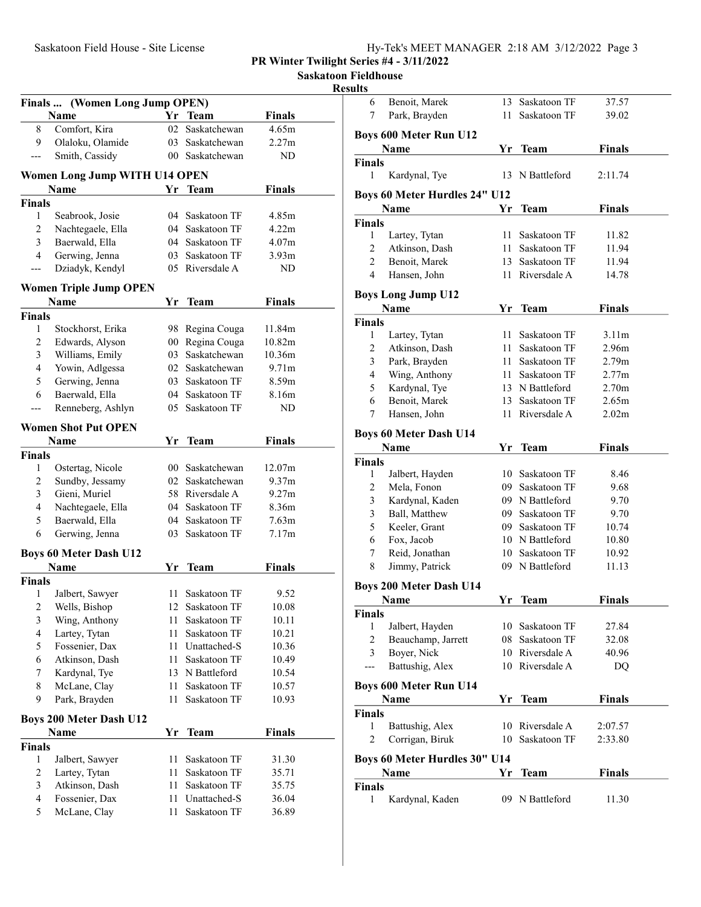## Finals ... (Women Long Jump OPEN)

| | Name | Yr | Team | Finals |
|---|---|---|---|---|
| 8 | Comfort, Kira | 02 | Saskatchewan | 4.65m |
| 9 | Olaloku, Olamide | 03 | Saskatchewan | 2.27m |
| --- | Smith, Cassidy | 00 | Saskatchewan | ND |

## Women Long Jump WITH U14 OPEN

| | Name | Yr | Team | Finals |
|---|---|---|---|---|
| **Finals** | | | | |
| 1 | Seabrook, Josie | 04 | Saskatoon TF | 4.85m |
| 2 | Nachtegaele, Ella | 04 | Saskatoon TF | 4.22m |
| 3 | Baerwald, Ella | 04 | Saskatoon TF | 4.07m |
| 4 | Gerwing, Jenna | 03 | Saskatoon TF | 3.93m |
| --- | Dziadyk, Kendyl | 05 | Riversdale A | ND |

## Women Triple Jump OPEN

| | Name | Yr | Team | Finals |
|---|---|---|---|---|
| **Finals** | | | | |
| 1 | Stockhorst, Erika | 98 | Regina Couga | 11.84m |
| 2 | Edwards, Alyson | 00 | Regina Couga | 10.82m |
| 3 | Williams, Emily | 03 | Saskatchewan | 10.36m |
| 4 | Yowin, Adlgessa | 02 | Saskatchewan | 9.71m |
| 5 | Gerwing, Jenna | 03 | Saskatoon TF | 8.59m |
| 6 | Baerwald, Ella | 04 | Saskatoon TF | 8.16m |
| --- | Renneberg, Ashlyn | 05 | Saskatoon TF | ND |

## Women Shot Put OPEN

| | Name | Yr | Team | Finals |
|---|---|---|---|---|
| **Finals** | | | | |
| 1 | Ostertag, Nicole | 00 | Saskatchewan | 12.07m |
| 2 | Sundby, Jessamy | 02 | Saskatchewan | 9.37m |
| 3 | Gieni, Muriel | 58 | Riversdale A | 9.27m |
| 4 | Nachtegaele, Ella | 04 | Saskatoon TF | 8.36m |
| 5 | Baerwald, Ella | 04 | Saskatoon TF | 7.63m |
| 6 | Gerwing, Jenna | 03 | Saskatoon TF | 7.17m |

## Boys 60 Meter Dash U12

| | Name | Yr | Team | Finals |
|---|---|---|---|---|
| **Finals** | | | | |
| 1 | Jalbert, Sawyer | 11 | Saskatoon TF | 9.52 |
| 2 | Wells, Bishop | 12 | Saskatoon TF | 10.08 |
| 3 | Wing, Anthony | 11 | Saskatoon TF | 10.11 |
| 4 | Lartey, Tytan | 11 | Saskatoon TF | 10.21 |
| 5 | Fossenier, Dax | 11 | Unattached-S | 10.36 |
| 6 | Atkinson, Dash | 11 | Saskatoon TF | 10.49 |
| 7 | Kardynal, Tye | 13 | N Battleford | 10.54 |
| 8 | McLane, Clay | 11 | Saskatoon TF | 10.57 |
| 9 | Park, Brayden | 11 | Saskatoon TF | 10.93 |

## Boys 200 Meter Dash U12

| | Name | Yr | Team | Finals |
|---|---|---|---|---|
| **Finals** | | | | |
| 1 | Jalbert, Sawyer | 11 | Saskatoon TF | 31.30 |
| 2 | Lartey, Tytan | 11 | Saskatoon TF | 35.71 |
| 3 | Atkinson, Dash | 11 | Saskatoon TF | 35.75 |
| 4 | Fossenier, Dax | 11 | Unattached-S | 36.04 |
| 5 | McLane, Clay | 11 | Saskatoon TF | 36.89 |
| 6 | Benoit, Marek | 13 | Saskatoon TF | 37.57 |
| 7 | Park, Brayden | 11 | Saskatoon TF | 39.02 |

## Boys 600 Meter Run U12

| | Name | Yr | Team | Finals |
|---|---|---|---|---|
| **Finals** | | | | |
| 1 | Kardynal, Tye | 13 | N Battleford | 2:11.74 |

## Boys 60 Meter Hurdles 24" U12

| | Name | Yr | Team | Finals |
|---|---|---|---|---|
| **Finals** | | | | |
| 1 | Lartey, Tytan | 11 | Saskatoon TF | 11.82 |
| 2 | Atkinson, Dash | 11 | Saskatoon TF | 11.94 |
| 2 | Benoit, Marek | 13 | Saskatoon TF | 11.94 |
| 4 | Hansen, John | 11 | Riversdale A | 14.78 |

## Boys Long Jump U12

| | Name | Yr | Team | Finals |
|---|---|---|---|---|
| **Finals** | | | | |
| 1 | Lartey, Tytan | 11 | Saskatoon TF | 3.11m |
| 2 | Atkinson, Dash | 11 | Saskatoon TF | 2.96m |
| 3 | Park, Brayden | 11 | Saskatoon TF | 2.79m |
| 4 | Wing, Anthony | 11 | Saskatoon TF | 2.77m |
| 5 | Kardynal, Tye | 13 | N Battleford | 2.70m |
| 6 | Benoit, Marek | 13 | Saskatoon TF | 2.65m |
| 7 | Hansen, John | 11 | Riversdale A | 2.02m |

## Boys 60 Meter Dash U14

| | Name | Yr | Team | Finals |
|---|---|---|---|---|
| **Finals** | | | | |
| 1 | Jalbert, Hayden | 10 | Saskatoon TF | 8.46 |
| 2 | Mela, Fonon | 09 | Saskatoon TF | 9.68 |
| 3 | Kardynal, Kaden | 09 | N Battleford | 9.70 |
| 3 | Ball, Matthew | 09 | Saskatoon TF | 9.70 |
| 5 | Keeler, Grant | 09 | Saskatoon TF | 10.74 |
| 6 | Fox, Jacob | 10 | N Battleford | 10.80 |
| 7 | Reid, Jonathan | 10 | Saskatoon TF | 10.92 |
| 8 | Jimmy, Patrick | 09 | N Battleford | 11.13 |

## Boys 200 Meter Dash U14

| | Name | Yr | Team | Finals |
|---|---|---|---|---|
| **Finals** | | | | |
| 1 | Jalbert, Hayden | 10 | Saskatoon TF | 27.84 |
| 2 | Beauchamp, Jarrett | 08 | Saskatoon TF | 32.08 |
| 3 | Boyer, Nick | 10 | Riversdale A | 40.96 |
| --- | Battushig, Alex | 10 | Riversdale A | DQ |

## Boys 600 Meter Run U14

| | Name | Yr | Team | Finals |
|---|---|---|---|---|
| **Finals** | | | | |
| 1 | Battushig, Alex | 10 | Riversdale A | 2:07.57 |
| 2 | Corrigan, Biruk | 10 | Saskatoon TF | 2:33.80 |

## Boys 60 Meter Hurdles 30" U14

| | Name | Yr | Team | Finals |
|---|---|---|---|---|
| **Finals** | | | | |
| 1 | Kardynal, Kaden | 09 | N Battleford | 11.30 |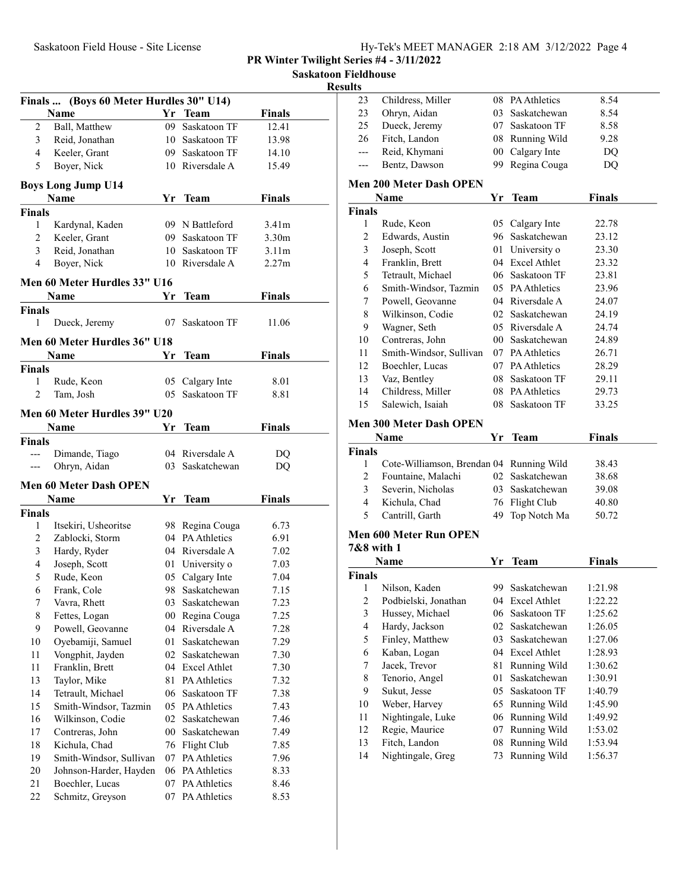**PR Winter Twilight Series #4 - 3/11/2022**

**Saskatoon Fieldhouse**

**Results**

### Finals ... (Boys 60 Meter Hurdles 30" U14)

| | Name | Yr | Team | Finals |
|---|---|---|---|---|
| 2 | Ball, Matthew | 09 | Saskatoon TF | 12.41 |
| 3 | Reid, Jonathan | 10 | Saskatoon TF | 13.98 |
| 4 | Keeler, Grant | 09 | Saskatoon TF | 14.10 |
| 5 | Boyer, Nick | 10 | Riversdale A | 15.49 |

### Boys Long Jump U14

| | Name | Yr | Team | Finals |
|---|---|---|---|---|
| **Finals** | | | | |
| 1 | Kardynal, Kaden | 09 | N Battleford | 3.41m |
| 2 | Keeler, Grant | 09 | Saskatoon TF | 3.30m |
| 3 | Reid, Jonathan | 10 | Saskatoon TF | 3.11m |
| 4 | Boyer, Nick | 10 | Riversdale A | 2.27m |

### Men 60 Meter Hurdles 33" U16

| | Name | Yr | Team | Finals |
|---|---|---|---|---|
| **Finals** | | | | |
| 1 | Dueck, Jeremy | 07 | Saskatoon TF | 11.06 |

### Men 60 Meter Hurdles 36" U18

| | Name | Yr | Team | Finals |
|---|---|---|---|---|
| **Finals** | | | | |
| 1 | Rude, Keon | 05 | Calgary Inte | 8.01 |
| 2 | Tam, Josh | 05 | Saskatoon TF | 8.81 |

### Men 60 Meter Hurdles 39" U20

| | Name | Yr | Team | Finals |
|---|---|---|---|---|
| **Finals** | | | | |
| --- | Dimande, Tiago | 04 | Riversdale A | DQ |
| --- | Ohryn, Aidan | 03 | Saskatchewan | DQ |

### Men 60 Meter Dash OPEN

| | Name | Yr | Team | Finals |
|---|---|---|---|---|
| **Finals** | | | | |
| 1 | Itsekiri, Usheoritse | 98 | Regina Couga | 6.73 |
| 2 | Zablocki, Storm | 04 | PA Athletics | 6.91 |
| 3 | Hardy, Ryder | 04 | Riversdale A | 7.02 |
| 4 | Joseph, Scott | 01 | University o | 7.03 |
| 5 | Rude, Keon | 05 | Calgary Inte | 7.04 |
| 6 | Frank, Cole | 98 | Saskatchewan | 7.15 |
| 7 | Vavra, Rhett | 03 | Saskatchewan | 7.23 |
| 8 | Fettes, Logan | 00 | Regina Couga | 7.25 |
| 9 | Powell, Geovanne | 04 | Riversdale A | 7.28 |
| 10 | Oyebamiji, Samuel | 01 | Saskatchewan | 7.29 |
| 11 | Vongphit, Jayden | 02 | Saskatchewan | 7.30 |
| 11 | Franklin, Brett | 04 | Excel Athlet | 7.30 |
| 13 | Taylor, Mike | 81 | PA Athletics | 7.32 |
| 14 | Tetrault, Michael | 06 | Saskatoon TF | 7.38 |
| 15 | Smith-Windsor, Tazmin | 05 | PA Athletics | 7.43 |
| 16 | Wilkinson, Codie | 02 | Saskatchewan | 7.46 |
| 17 | Contreras, John | 00 | Saskatchewan | 7.49 |
| 18 | Kichula, Chad | 76 | Flight Club | 7.85 |
| 19 | Smith-Windsor, Sullivan | 07 | PA Athletics | 7.96 |
| 20 | Johnson-Harder, Hayden | 06 | PA Athletics | 8.33 |
| 21 | Boechler, Lucas | 07 | PA Athletics | 8.46 |
| 22 | Schmitz, Greyson | 07 | PA Athletics | 8.53 |
| 23 | Childress, Miller | 08 | PA Athletics | 8.54 |
| 23 | Ohryn, Aidan | 03 | Saskatchewan | 8.54 |
| 25 | Dueck, Jeremy | 07 | Saskatoon TF | 8.58 |
| 26 | Fitch, Landon | 08 | Running Wild | 9.28 |
| --- | Reid, Khymani | 00 | Calgary Inte | DQ |
| --- | Bentz, Dawson | 99 | Regina Couga | DQ |

### Men 200 Meter Dash OPEN

| | Name | Yr | Team | Finals |
|---|---|---|---|---|
| **Finals** | | | | |
| 1 | Rude, Keon | 05 | Calgary Inte | 22.78 |
| 2 | Edwards, Austin | 96 | Saskatchewan | 23.12 |
| 3 | Joseph, Scott | 01 | University o | 23.30 |
| 4 | Franklin, Brett | 04 | Excel Athlet | 23.32 |
| 5 | Tetrault, Michael | 06 | Saskatoon TF | 23.81 |
| 6 | Smith-Windsor, Tazmin | 05 | PA Athletics | 23.96 |
| 7 | Powell, Geovanne | 04 | Riversdale A | 24.07 |
| 8 | Wilkinson, Codie | 02 | Saskatchewan | 24.19 |
| 9 | Wagner, Seth | 05 | Riversdale A | 24.74 |
| 10 | Contreras, John | 00 | Saskatchewan | 24.89 |
| 11 | Smith-Windsor, Sullivan | 07 | PA Athletics | 26.71 |
| 12 | Boechler, Lucas | 07 | PA Athletics | 28.29 |
| 13 | Vaz, Bentley | 08 | Saskatoon TF | 29.11 |
| 14 | Childress, Miller | 08 | PA Athletics | 29.73 |
| 15 | Salewich, Isaiah | 08 | Saskatoon TF | 33.25 |

### Men 300 Meter Dash OPEN

| | Name | Yr | Team | Finals |
|---|---|---|---|---|
| **Finals** | | | | |
| 1 | Cote-Williamson, Brendan | 04 | Running Wild | 38.43 |
| 2 | Fountaine, Malachi | 02 | Saskatchewan | 38.68 |
| 3 | Severin, Nicholas | 03 | Saskatchewan | 39.08 |
| 4 | Kichula, Chad | 76 | Flight Club | 40.80 |
| 5 | Cantrill, Garth | 49 | Top Notch Ma | 50.72 |

### Men 600 Meter Run OPEN

**7&8 with 1**

| | Name | Yr | Team | Finals |
|---|---|---|---|---|
| **Finals** | | | | |
| 1 | Nilson, Kaden | 99 | Saskatchewan | 1:21.98 |
| 2 | Podbielski, Jonathan | 04 | Excel Athlet | 1:22.22 |
| 3 | Hussey, Michael | 06 | Saskatoon TF | 1:25.62 |
| 4 | Hardy, Jackson | 02 | Saskatchewan | 1:26.05 |
| 5 | Finley, Matthew | 03 | Saskatchewan | 1:27.06 |
| 6 | Kaban, Logan | 04 | Excel Athlet | 1:28.93 |
| 7 | Jacek, Trevor | 81 | Running Wild | 1:30.62 |
| 8 | Tenorio, Angel | 01 | Saskatchewan | 1:30.91 |
| 9 | Sukut, Jesse | 05 | Saskatoon TF | 1:40.79 |
| 10 | Weber, Harvey | 65 | Running Wild | 1:45.90 |
| 11 | Nightingale, Luke | 06 | Running Wild | 1:49.92 |
| 12 | Regie, Maurice | 07 | Running Wild | 1:53.02 |
| 13 | Fitch, Landon | 08 | Running Wild | 1:53.94 |
| 14 | Nightingale, Greg | 73 | Running Wild | 1:56.37 |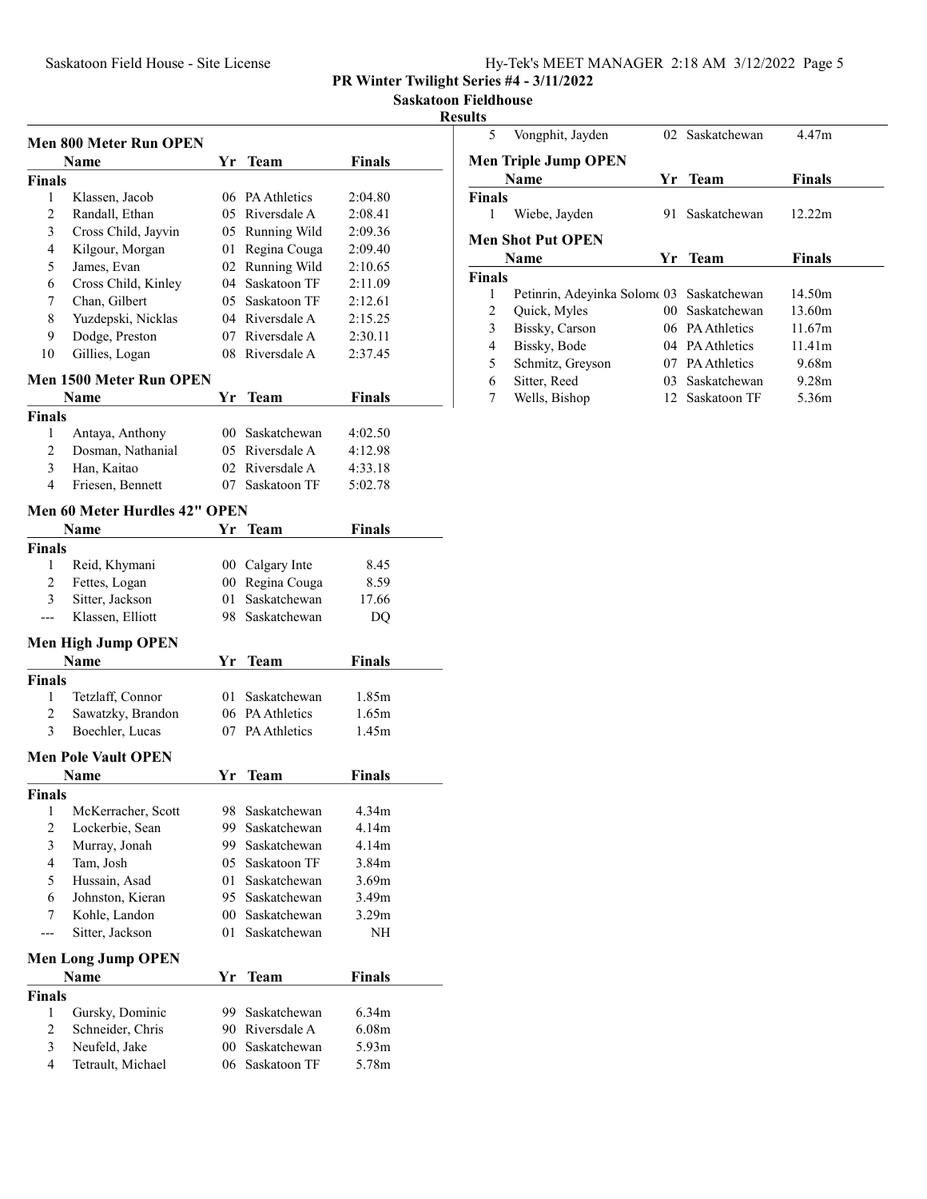# PR Winter Twilight Series #4 - 3/11/2022

## Saskatoon Fieldhouse

### Results

### Men 800 Meter Run OPEN

| | Name | Yr | Team | Finals |
|---|---|---|---|---|
| **Finals** | | | | |
| 1 | Klassen, Jacob | 06 | PA Athletics | 2:04.80 |
| 2 | Randall, Ethan | 05 | Riversdale A | 2:08.41 |
| 3 | Cross Child, Jayvin | 05 | Running Wild | 2:09.36 |
| 4 | Kilgour, Morgan | 01 | Regina Couga | 2:09.40 |
| 5 | James, Evan | 02 | Running Wild | 2:10.65 |
| 6 | Cross Child, Kinley | 04 | Saskatoon TF | 2:11.09 |
| 7 | Chan, Gilbert | 05 | Saskatoon TF | 2:12.61 |
| 8 | Yuzdepski, Nicklas | 04 | Riversdale A | 2:15.25 |
| 9 | Dodge, Preston | 07 | Riversdale A | 2:30.11 |
| 10 | Gillies, Logan | 08 | Riversdale A | 2:37.45 |

### Men 1500 Meter Run OPEN

| | Name | Yr | Team | Finals |
|---|---|---|---|---|
| **Finals** | | | | |
| 1 | Antaya, Anthony | 00 | Saskatchewan | 4:02.50 |
| 2 | Dosman, Nathanial | 05 | Riversdale A | 4:12.98 |
| 3 | Han, Kaitao | 02 | Riversdale A | 4:33.18 |
| 4 | Friesen, Bennett | 07 | Saskatoon TF | 5:02.78 |

### Men 60 Meter Hurdles 42" OPEN

| | Name | Yr | Team | Finals |
|---|---|---|---|---|
| **Finals** | | | | |
| 1 | Reid, Khymani | 00 | Calgary Inte | 8.45 |
| 2 | Fettes, Logan | 00 | Regina Couga | 8.59 |
| 3 | Sitter, Jackson | 01 | Saskatchewan | 17.66 |
| --- | Klassen, Elliott | 98 | Saskatchewan | DQ |

### Men High Jump OPEN

| | Name | Yr | Team | Finals |
|---|---|---|---|---|
| **Finals** | | | | |
| 1 | Tetzlaff, Connor | 01 | Saskatchewan | 1.85m |
| 2 | Sawatzky, Brandon | 06 | PA Athletics | 1.65m |
| 3 | Boechler, Lucas | 07 | PA Athletics | 1.45m |

### Men Pole Vault OPEN

| | Name | Yr | Team | Finals |
|---|---|---|---|---|
| **Finals** | | | | |
| 1 | McKerracher, Scott | 98 | Saskatchewan | 4.34m |
| 2 | Lockerbie, Sean | 99 | Saskatchewan | 4.14m |
| 3 | Murray, Jonah | 99 | Saskatchewan | 4.14m |
| 4 | Tam, Josh | 05 | Saskatoon TF | 3.84m |
| 5 | Hussain, Asad | 01 | Saskatchewan | 3.69m |
| 6 | Johnston, Kieran | 95 | Saskatchewan | 3.49m |
| 7 | Kohle, Landon | 00 | Saskatchewan | 3.29m |
| --- | Sitter, Jackson | 01 | Saskatchewan | NH |

### Men Long Jump OPEN

| | Name | Yr | Team | Finals |
|---|---|---|---|---|
| **Finals** | | | | |
| 1 | Gursky, Dominic | 99 | Saskatchewan | 6.34m |
| 2 | Schneider, Chris | 90 | Riversdale A | 6.08m |
| 3 | Neufeld, Jake | 00 | Saskatchewan | 5.93m |
| 4 | Tetrault, Michael | 06 | Saskatoon TF | 5.78m |
| 5 | Vongphit, Jayden | 02 | Saskatchewan | 4.47m |

### Men Triple Jump OPEN

| | Name | Yr | Team | Finals |
|---|---|---|---|---|
| **Finals** | | | | |
| 1 | Wiebe, Jayden | 91 | Saskatchewan | 12.22m |

### Men Shot Put OPEN

| | Name | Yr | Team | Finals |
|---|---|---|---|---|
| **Finals** | | | | |
| 1 | Petinrin, Adeyinka Solomo | 03 | Saskatchewan | 14.50m |
| 2 | Quick, Myles | 00 | Saskatchewan | 13.60m |
| 3 | Bissky, Carson | 06 | PA Athletics | 11.67m |
| 4 | Bissky, Bode | 04 | PA Athletics | 11.41m |
| 5 | Schmitz, Greyson | 07 | PA Athletics | 9.68m |
| 6 | Sitter, Reed | 03 | Saskatchewan | 9.28m |
| 7 | Wells, Bishop | 12 | Saskatoon TF | 5.36m |